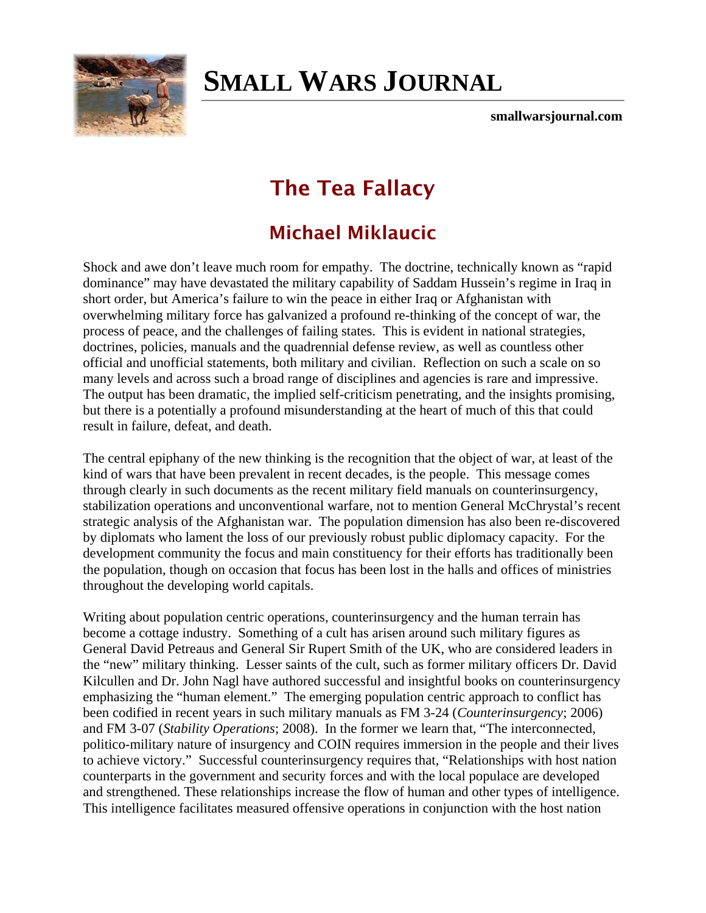# Small Wars Journal

**smallwarsjournal.com**

## The Tea Fallacy

### Michael Miklaucic

Shock and awe don't leave much room for empathy. The doctrine, technically known as "rapid dominance" may have devastated the military capability of Saddam Hussein's regime in Iraq in short order, but America's failure to win the peace in either Iraq or Afghanistan with overwhelming military force has galvanized a profound re-thinking of the concept of war, the process of peace, and the challenges of failing states. This is evident in national strategies, doctrines, policies, manuals and the quadrennial defense review, as well as countless other official and unofficial statements, both military and civilian. Reflection on such a scale on so many levels and across such a broad range of disciplines and agencies is rare and impressive. The output has been dramatic, the implied self-criticism penetrating, and the insights promising, but there is a potentially a profound misunderstanding at the heart of much of this that could result in failure, defeat, and death.

The central epiphany of the new thinking is the recognition that the object of war, at least of the kind of wars that have been prevalent in recent decades, is the people. This message comes through clearly in such documents as the recent military field manuals on counterinsurgency, stabilization operations and unconventional warfare, not to mention General McChrystal's recent strategic analysis of the Afghanistan war. The population dimension has also been re-discovered by diplomats who lament the loss of our previously robust public diplomacy capacity. For the development community the focus and main constituency for their efforts has traditionally been the population, though on occasion that focus has been lost in the halls and offices of ministries throughout the developing world capitals.

Writing about population centric operations, counterinsurgency and the human terrain has become a cottage industry. Something of a cult has arisen around such military figures as General David Petreaus and General Sir Rupert Smith of the UK, who are considered leaders in the "new" military thinking. Lesser saints of the cult, such as former military officers Dr. David Kilcullen and Dr. John Nagl have authored successful and insightful books on counterinsurgency emphasizing the "human element." The emerging population centric approach to conflict has been codified in recent years in such military manuals as FM 3-24 (*Counterinsurgency*; 2006) and FM 3-07 (*Stability Operations*; 2008). In the former we learn that, "The interconnected, politico-military nature of insurgency and COIN requires immersion in the people and their lives to achieve victory." Successful counterinsurgency requires that, "Relationships with host nation counterparts in the government and security forces and with the local populace are developed and strengthened. These relationships increase the flow of human and other types of intelligence. This intelligence facilitates measured offensive operations in conjunction with the host nation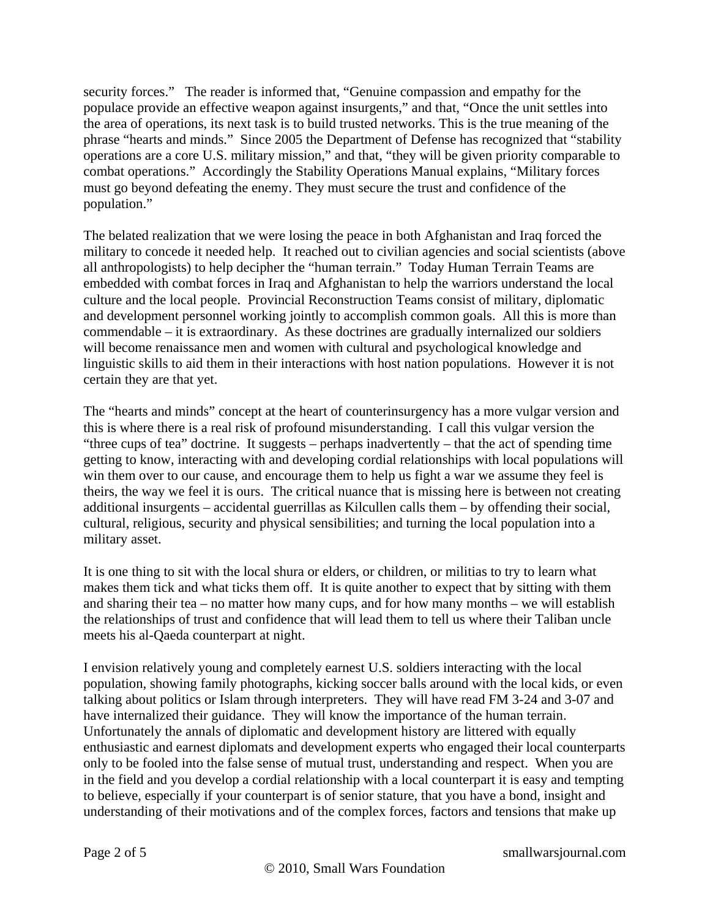security forces." The reader is informed that, "Genuine compassion and empathy for the populace provide an effective weapon against insurgents," and that, "Once the unit settles into the area of operations, its next task is to build trusted networks. This is the true meaning of the phrase "hearts and minds." Since 2005 the Department of Defense has recognized that "stability operations are a core U.S. military mission," and that, "they will be given priority comparable to combat operations." Accordingly the Stability Operations Manual explains, "Military forces must go beyond defeating the enemy. They must secure the trust and confidence of the population."

The belated realization that we were losing the peace in both Afghanistan and Iraq forced the military to concede it needed help. It reached out to civilian agencies and social scientists (above all anthropologists) to help decipher the "human terrain." Today Human Terrain Teams are embedded with combat forces in Iraq and Afghanistan to help the warriors understand the local culture and the local people. Provincial Reconstruction Teams consist of military, diplomatic and development personnel working jointly to accomplish common goals. All this is more than commendable – it is extraordinary. As these doctrines are gradually internalized our soldiers will become renaissance men and women with cultural and psychological knowledge and linguistic skills to aid them in their interactions with host nation populations. However it is not certain they are that yet.

The "hearts and minds" concept at the heart of counterinsurgency has a more vulgar version and this is where there is a real risk of profound misunderstanding. I call this vulgar version the "three cups of tea" doctrine. It suggests – perhaps inadvertently – that the act of spending time getting to know, interacting with and developing cordial relationships with local populations will win them over to our cause, and encourage them to help us fight a war we assume they feel is theirs, the way we feel it is ours. The critical nuance that is missing here is between not creating additional insurgents – accidental guerrillas as Kilcullen calls them – by offending their social, cultural, religious, security and physical sensibilities; and turning the local population into a military asset.

It is one thing to sit with the local shura or elders, or children, or militias to try to learn what makes them tick and what ticks them off. It is quite another to expect that by sitting with them and sharing their tea – no matter how many cups, and for how many months – we will establish the relationships of trust and confidence that will lead them to tell us where their Taliban uncle meets his al-Qaeda counterpart at night.

I envision relatively young and completely earnest U.S. soldiers interacting with the local population, showing family photographs, kicking soccer balls around with the local kids, or even talking about politics or Islam through interpreters. They will have read FM 3-24 and 3-07 and have internalized their guidance. They will know the importance of the human terrain. Unfortunately the annals of diplomatic and development history are littered with equally enthusiastic and earnest diplomats and development experts who engaged their local counterparts only to be fooled into the false sense of mutual trust, understanding and respect. When you are in the field and you develop a cordial relationship with a local counterpart it is easy and tempting to believe, especially if your counterpart is of senior stature, that you have a bond, insight and understanding of their motivations and of the complex forces, factors and tensions that make up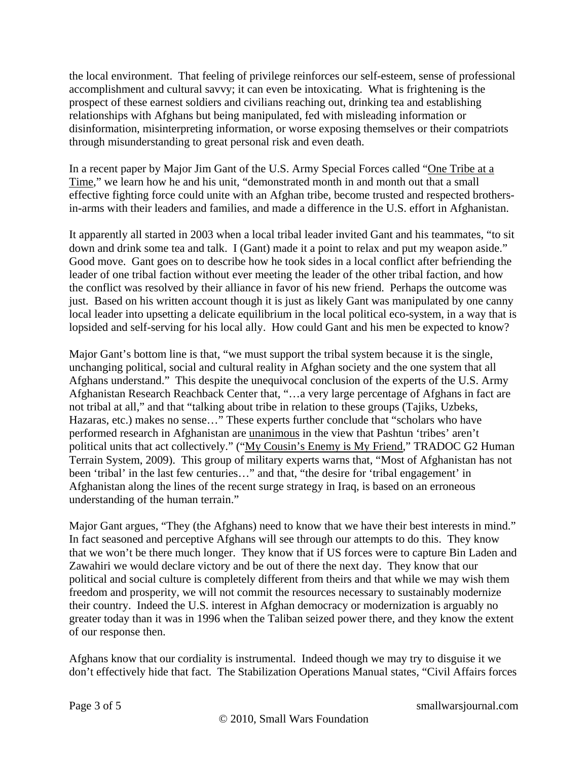the local environment. That feeling of privilege reinforces our self-esteem, sense of professional accomplishment and cultural savvy; it can even be intoxicating. What is frightening is the prospect of these earnest soldiers and civilians reaching out, drinking tea and establishing relationships with Afghans but being manipulated, fed with misleading information or disinformation, misinterpreting information, or worse exposing themselves or their compatriots through misunderstanding to great personal risk and even death.

In a recent paper by Major Jim Gant of the U.S. Army Special Forces called "One Tribe at a Time," we learn how he and his unit, "demonstrated month in and month out that a small effective fighting force could unite with an Afghan tribe, become trusted and respected brothers-in-arms with their leaders and families, and made a difference in the U.S. effort in Afghanistan.

It apparently all started in 2003 when a local tribal leader invited Gant and his teammates, "to sit down and drink some tea and talk. I (Gant) made it a point to relax and put my weapon aside." Good move. Gant goes on to describe how he took sides in a local conflict after befriending the leader of one tribal faction without ever meeting the leader of the other tribal faction, and how the conflict was resolved by their alliance in favor of his new friend. Perhaps the outcome was just. Based on his written account though it is just as likely Gant was manipulated by one canny local leader into upsetting a delicate equilibrium in the local political eco-system, in a way that is lopsided and self-serving for his local ally. How could Gant and his men be expected to know?

Major Gant's bottom line is that, "we must support the tribal system because it is the single, unchanging political, social and cultural reality in Afghan society and the one system that all Afghans understand." This despite the unequivocal conclusion of the experts of the U.S. Army Afghanistan Research Reachback Center that, "…a very large percentage of Afghans in fact are not tribal at all," and that "talking about tribe in relation to these groups (Tajiks, Uzbeks, Hazaras, etc.) makes no sense…" These experts further conclude that "scholars who have performed research in Afghanistan are unanimous in the view that Pashtun 'tribes' aren't political units that act collectively." ("My Cousin's Enemy is My Friend," TRADOC G2 Human Terrain System, 2009). This group of military experts warns that, "Most of Afghanistan has not been 'tribal' in the last few centuries…" and that, "the desire for 'tribal engagement' in Afghanistan along the lines of the recent surge strategy in Iraq, is based on an erroneous understanding of the human terrain."

Major Gant argues, "They (the Afghans) need to know that we have their best interests in mind." In fact seasoned and perceptive Afghans will see through our attempts to do this. They know that we won't be there much longer. They know that if US forces were to capture Bin Laden and Zawahiri we would declare victory and be out of there the next day. They know that our political and social culture is completely different from theirs and that while we may wish them freedom and prosperity, we will not commit the resources necessary to sustainably modernize their country. Indeed the U.S. interest in Afghan democracy or modernization is arguably no greater today than it was in 1996 when the Taliban seized power there, and they know the extent of our response then.

Afghans know that our cordiality is instrumental. Indeed though we may try to disguise it we don't effectively hide that fact. The Stabilization Operations Manual states, "Civil Affairs forces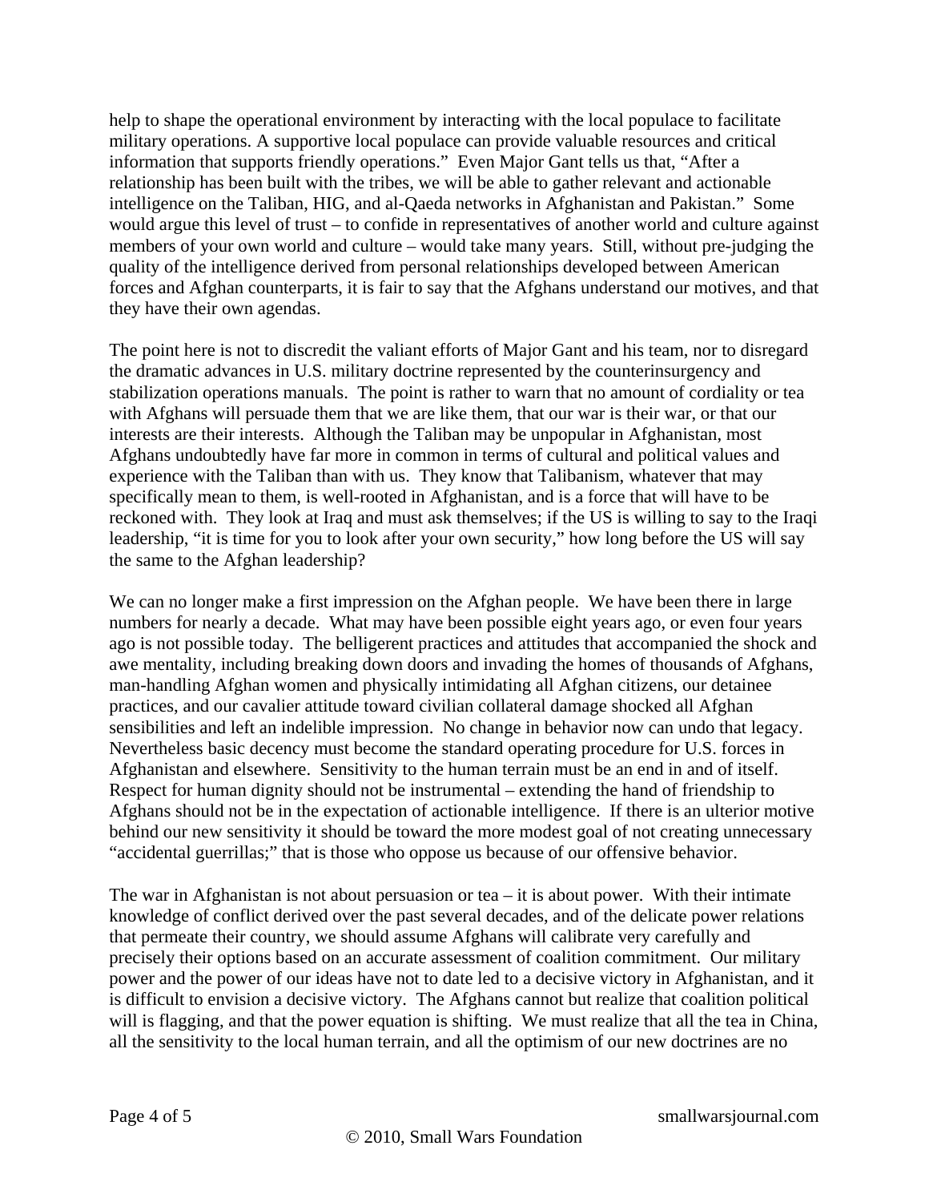help to shape the operational environment by interacting with the local populace to facilitate military operations. A supportive local populace can provide valuable resources and critical information that supports friendly operations." Even Major Gant tells us that, "After a relationship has been built with the tribes, we will be able to gather relevant and actionable intelligence on the Taliban, HIG, and al-Qaeda networks in Afghanistan and Pakistan." Some would argue this level of trust – to confide in representatives of another world and culture against members of your own world and culture – would take many years. Still, without pre-judging the quality of the intelligence derived from personal relationships developed between American forces and Afghan counterparts, it is fair to say that the Afghans understand our motives, and that they have their own agendas.

The point here is not to discredit the valiant efforts of Major Gant and his team, nor to disregard the dramatic advances in U.S. military doctrine represented by the counterinsurgency and stabilization operations manuals. The point is rather to warn that no amount of cordiality or tea with Afghans will persuade them that we are like them, that our war is their war, or that our interests are their interests. Although the Taliban may be unpopular in Afghanistan, most Afghans undoubtedly have far more in common in terms of cultural and political values and experience with the Taliban than with us. They know that Talibanism, whatever that may specifically mean to them, is well-rooted in Afghanistan, and is a force that will have to be reckoned with. They look at Iraq and must ask themselves; if the US is willing to say to the Iraqi leadership, "it is time for you to look after your own security," how long before the US will say the same to the Afghan leadership?

We can no longer make a first impression on the Afghan people. We have been there in large numbers for nearly a decade. What may have been possible eight years ago, or even four years ago is not possible today. The belligerent practices and attitudes that accompanied the shock and awe mentality, including breaking down doors and invading the homes of thousands of Afghans, man-handling Afghan women and physically intimidating all Afghan citizens, our detainee practices, and our cavalier attitude toward civilian collateral damage shocked all Afghan sensibilities and left an indelible impression. No change in behavior now can undo that legacy. Nevertheless basic decency must become the standard operating procedure for U.S. forces in Afghanistan and elsewhere. Sensitivity to the human terrain must be an end in and of itself. Respect for human dignity should not be instrumental – extending the hand of friendship to Afghans should not be in the expectation of actionable intelligence. If there is an ulterior motive behind our new sensitivity it should be toward the more modest goal of not creating unnecessary "accidental guerrillas;" that is those who oppose us because of our offensive behavior.

The war in Afghanistan is not about persuasion or tea – it is about power. With their intimate knowledge of conflict derived over the past several decades, and of the delicate power relations that permeate their country, we should assume Afghans will calibrate very carefully and precisely their options based on an accurate assessment of coalition commitment. Our military power and the power of our ideas have not to date led to a decisive victory in Afghanistan, and it is difficult to envision a decisive victory. The Afghans cannot but realize that coalition political will is flagging, and that the power equation is shifting. We must realize that all the tea in China, all the sensitivity to the local human terrain, and all the optimism of our new doctrines are no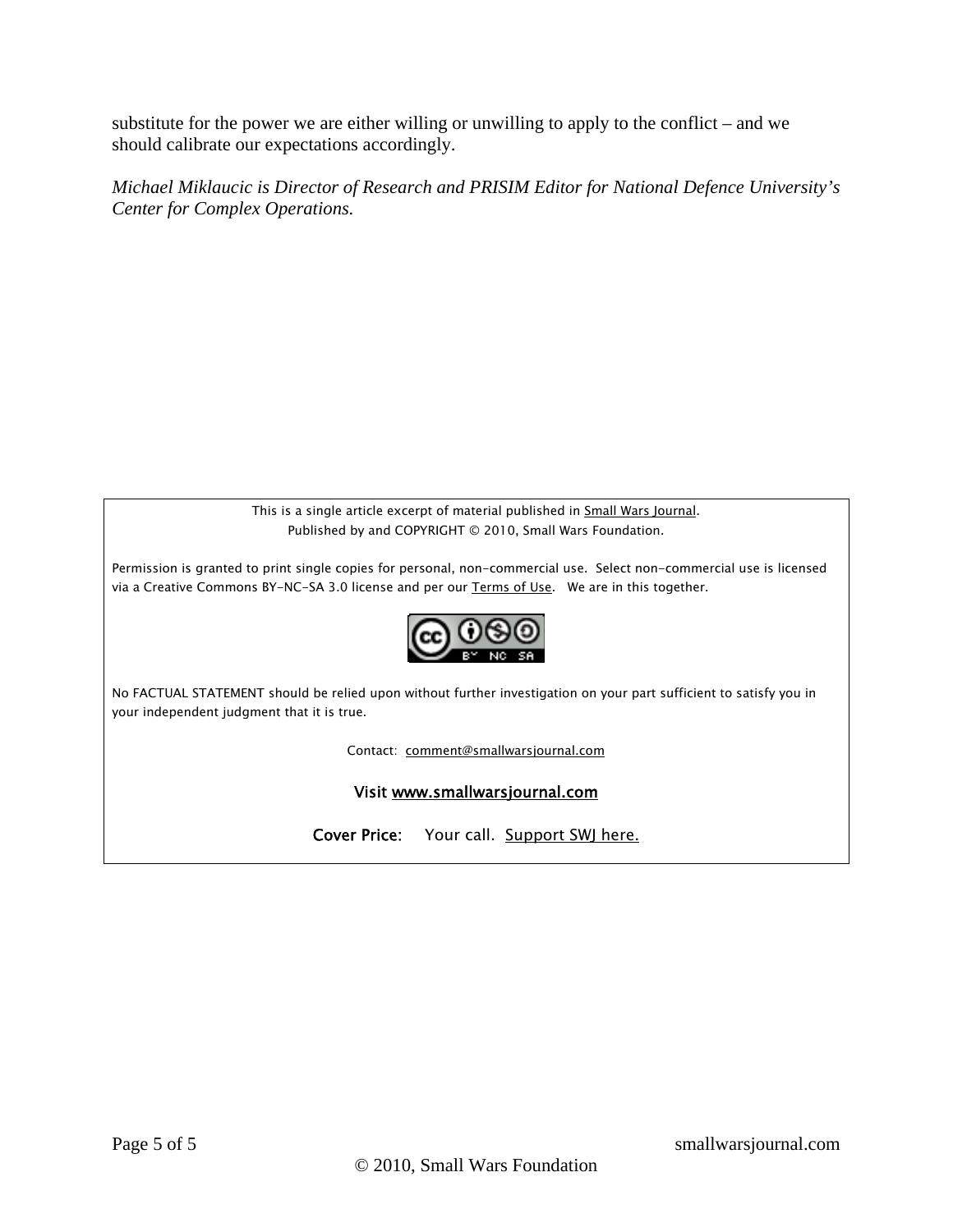substitute for the power we are either willing or unwilling to apply to the conflict – and we should calibrate our expectations accordingly.

*Michael Miklaucic is Director of Research and PRISIM Editor for National Defence University's Center for Complex Operations.*

This is a single article excerpt of material published in Small Wars Journal.
Published by and COPYRIGHT © 2010, Small Wars Foundation.

Permission is granted to print single copies for personal, non-commercial use. Select non-commercial use is licensed via a Creative Commons BY-NC-SA 3.0 license and per our Terms of Use. We are in this together.

No FACTUAL STATEMENT should be relied upon without further investigation on your part sufficient to satisfy you in your independent judgment that it is true.

Contact: comment@smallwarsjournal.com

**Visit www.smallwarsjournal.com**

**Cover Price:** Your call. Support SWJ here.